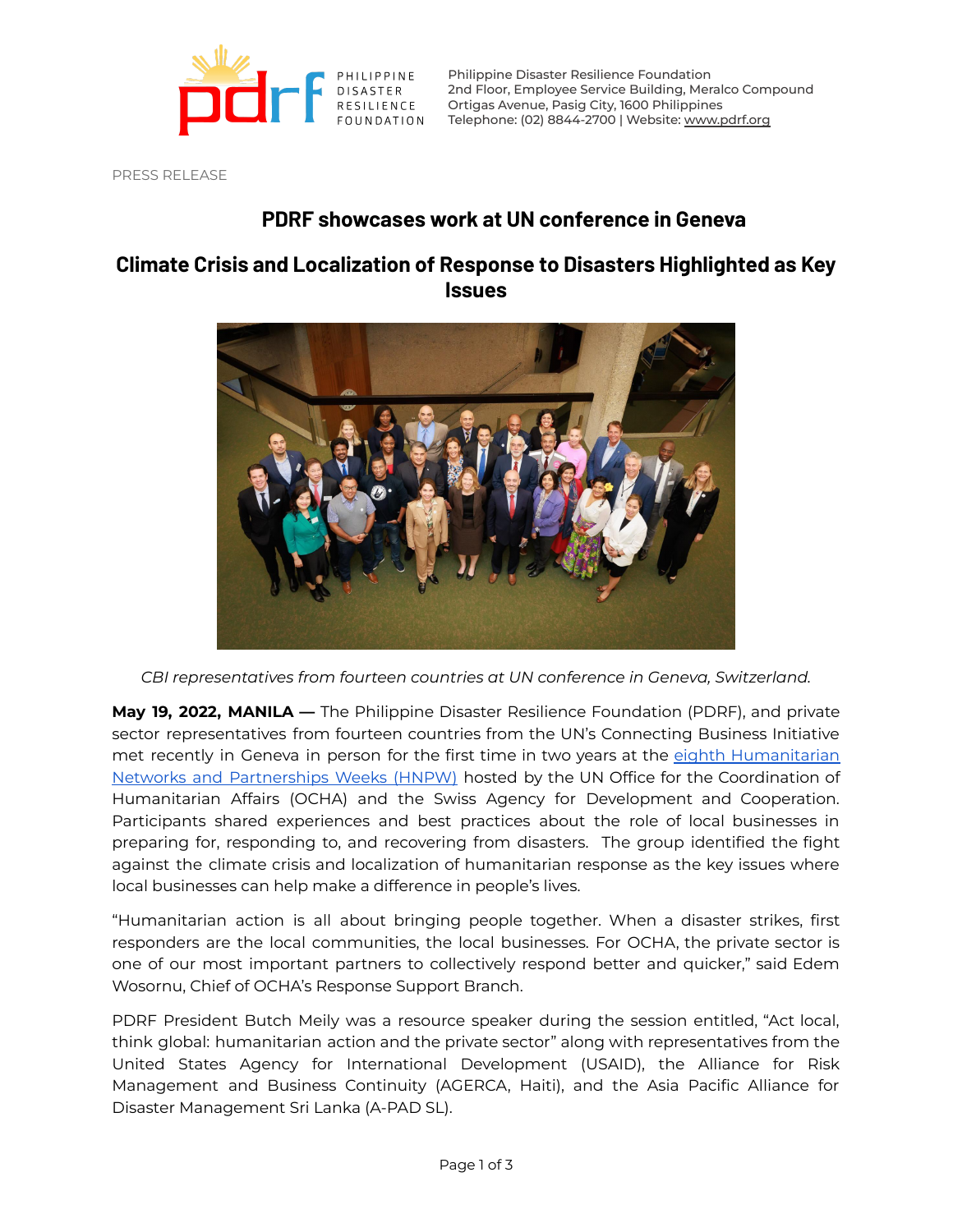Philippine Disaster Resilience Foundation
2nd Floor, Employee Service Building, Meralco Compound
Ortigas Avenue, Pasig City, 1600 Philippines
Telephone: (02) 8844-2700 | Website: www.pdrf.org

PRESS RELEASE

# PDRF showcases work at UN conference in Geneva

## Climate Crisis and Localization of Response to Disasters Highlighted as Key Issues

*CBI representatives from fourteen countries at UN conference in Geneva, Switzerland.*

**May 19, 2022, MANILA —** The Philippine Disaster Resilience Foundation (PDRF), and private sector representatives from fourteen countries from the UN's Connecting Business Initiative met recently in Geneva in person for the first time in two years at the eighth Humanitarian Networks and Partnerships Weeks (HNPW) hosted by the UN Office for the Coordination of Humanitarian Affairs (OCHA) and the Swiss Agency for Development and Cooperation. Participants shared experiences and best practices about the role of local businesses in preparing for, responding to, and recovering from disasters. The group identified the fight against the climate crisis and localization of humanitarian response as the key issues where local businesses can help make a difference in people's lives.

"Humanitarian action is all about bringing people together. When a disaster strikes, first responders are the local communities, the local businesses. For OCHA, the private sector is one of our most important partners to collectively respond better and quicker," said Edem Wosornu, Chief of OCHA's Response Support Branch.

PDRF President Butch Meily was a resource speaker during the session entitled, "Act local, think global: humanitarian action and the private sector" along with representatives from the United States Agency for International Development (USAID), the Alliance for Risk Management and Business Continuity (AGERCA, Haiti), and the Asia Pacific Alliance for Disaster Management Sri Lanka (A-PAD SL).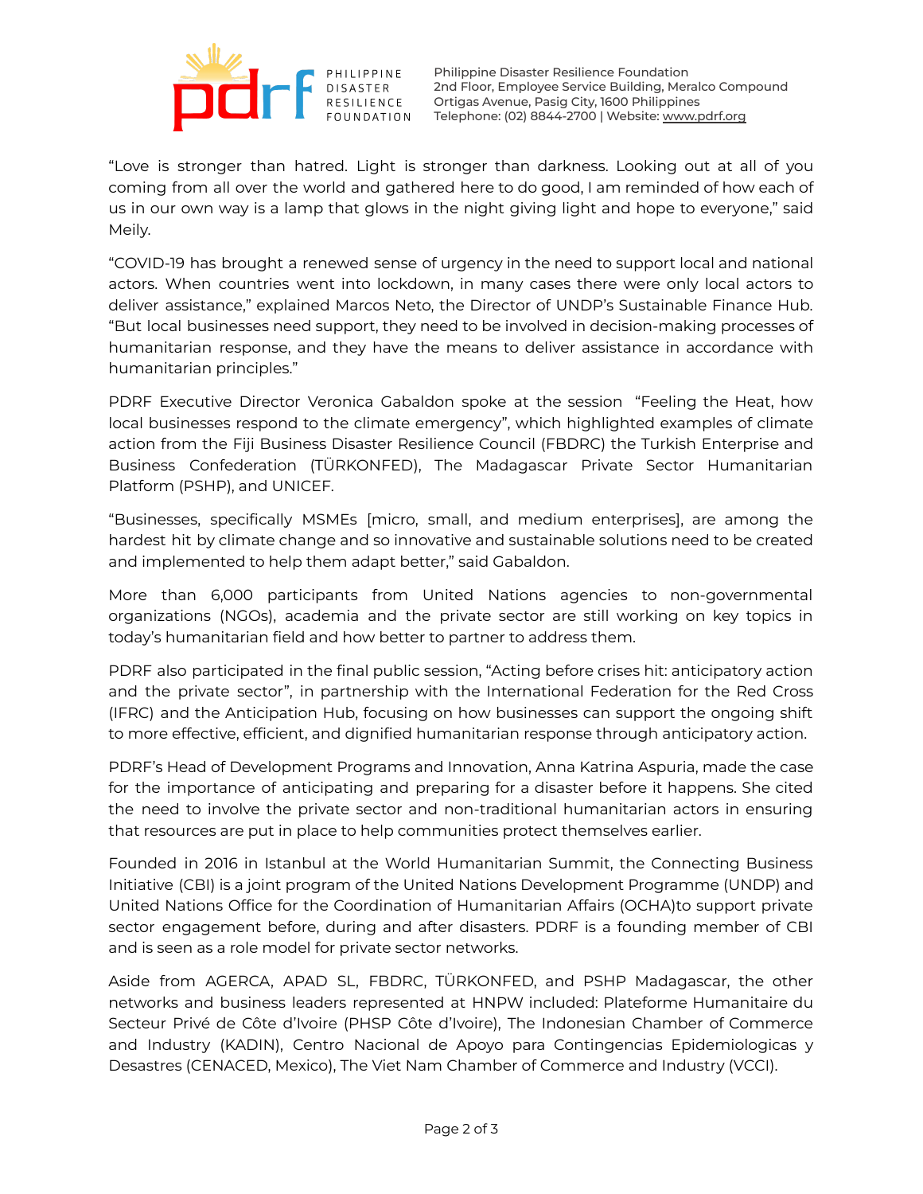“Love is stronger than hatred. Light is stronger than darkness. Looking out at all of you coming from all over the world and gathered here to do good, I am reminded of how each of us in our own way is a lamp that glows in the night giving light and hope to everyone,” said Meily.

“COVID-19 has brought a renewed sense of urgency in the need to support local and national actors. When countries went into lockdown, in many cases there were only local actors to deliver assistance,” explained Marcos Neto, the Director of UNDP’s Sustainable Finance Hub. “But local businesses need support, they need to be involved in decision-making processes of humanitarian response, and they have the means to deliver assistance in accordance with humanitarian principles.”

PDRF Executive Director Veronica Gabaldon spoke at the session “Feeling the Heat, how local businesses respond to the climate emergency”, which highlighted examples of climate action from the Fiji Business Disaster Resilience Council (FBDRC) the Turkish Enterprise and Business Confederation (TÜRKONFED), The Madagascar Private Sector Humanitarian Platform (PSHP), and UNICEF.

“Businesses, specifically MSMEs [micro, small, and medium enterprises], are among the hardest hit by climate change and so innovative and sustainable solutions need to be created and implemented to help them adapt better,” said Gabaldon.

More than 6,000 participants from United Nations agencies to non-governmental organizations (NGOs), academia and the private sector are still working on key topics in today’s humanitarian field and how better to partner to address them.

PDRF also participated in the final public session, “Acting before crises hit: anticipatory action and the private sector”, in partnership with the International Federation for the Red Cross (IFRC) and the Anticipation Hub, focusing on how businesses can support the ongoing shift to more effective, efficient, and dignified humanitarian response through anticipatory action.

PDRF’s Head of Development Programs and Innovation, Anna Katrina Aspuria, made the case for the importance of anticipating and preparing for a disaster before it happens. She cited the need to involve the private sector and non-traditional humanitarian actors in ensuring that resources are put in place to help communities protect themselves earlier.

Founded in 2016 in Istanbul at the World Humanitarian Summit, the Connecting Business Initiative (CBI) is a joint program of the United Nations Development Programme (UNDP) and United Nations Office for the Coordination of Humanitarian Affairs (OCHA)to support private sector engagement before, during and after disasters. PDRF is a founding member of CBI and is seen as a role model for private sector networks.

Aside from AGERCA, APAD SL, FBDRC, TÜRKONFED, and PSHP Madagascar, the other networks and business leaders represented at HNPW included: Plateforme Humanitaire du Secteur Privé de Côte d’Ivoire (PHSP Côte d’Ivoire), The Indonesian Chamber of Commerce and Industry (KADIN), Centro Nacional de Apoyo para Contingencias Epidemiologicas y Desastres (CENACED, Mexico), The Viet Nam Chamber of Commerce and Industry (VCCI).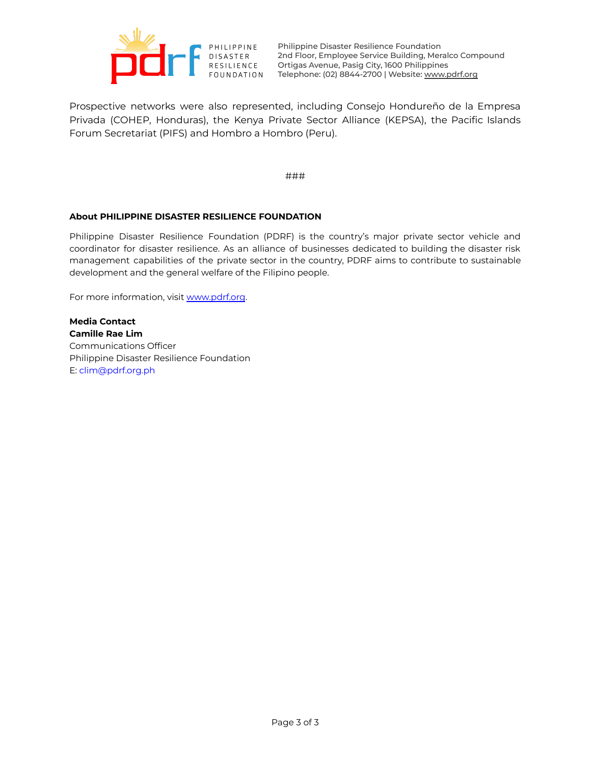Prospective networks were also represented, including Consejo Hondureño de la Empresa Privada (COHEP, Honduras), the Kenya Private Sector Alliance (KEPSA), the Pacific Islands Forum Secretariat (PIFS) and Hombro a Hombro (Peru).

###

**About PHILIPPINE DISASTER RESILIENCE FOUNDATION**

Philippine Disaster Resilience Foundation (PDRF) is the country's major private sector vehicle and coordinator for disaster resilience. As an alliance of businesses dedicated to building the disaster risk management capabilities of the private sector in the country, PDRF aims to contribute to sustainable development and the general welfare of the Filipino people.

For more information, visit www.pdrf.org.

**Media Contact**
**Camille Rae Lim**
Communications Officer
Philippine Disaster Resilience Foundation
E: clim@pdrf.org.ph